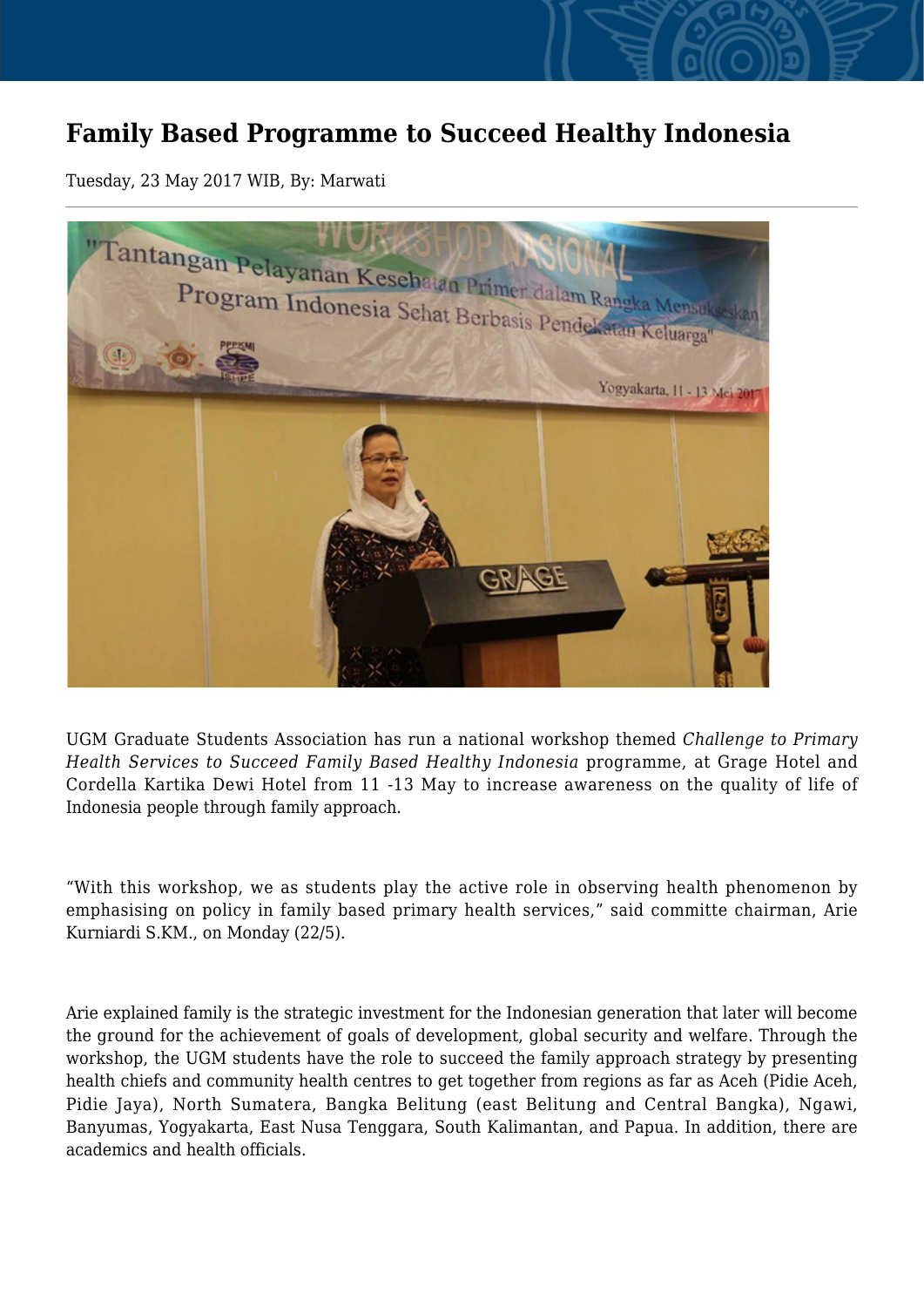# Family Based Programme to Succeed Healthy Indonesia

Tuesday, 23 May 2017 WIB, By: Marwati

UGM Graduate Students Association has run a national workshop themed *Challenge to Primary Health Services to Succeed Family Based Healthy Indonesia* programme, at Grage Hotel and Cordella Kartika Dewi Hotel from 11 -13 May to increase awareness on the quality of life of Indonesia people through family approach.

“With this workshop, we as students play the active role in observing health phenomenon by emphasising on policy in family based primary health services,” said committe chairman, Arie Kurniardi S.KM., on Monday (22/5).

Arie explained family is the strategic investment for the Indonesian generation that later will become the ground for the achievement of goals of development, global security and welfare. Through the workshop, the UGM students have the role to succeed the family approach strategy by presenting health chiefs and community health centres to get together from regions as far as Aceh (Pidie Aceh, Pidie Jaya), North Sumatera, Bangka Belitung (east Belitung and Central Bangka), Ngawi, Banyumas, Yogyakarta, East Nusa Tenggara, South Kalimantan, and Papua. In addition, there are academics and health officials.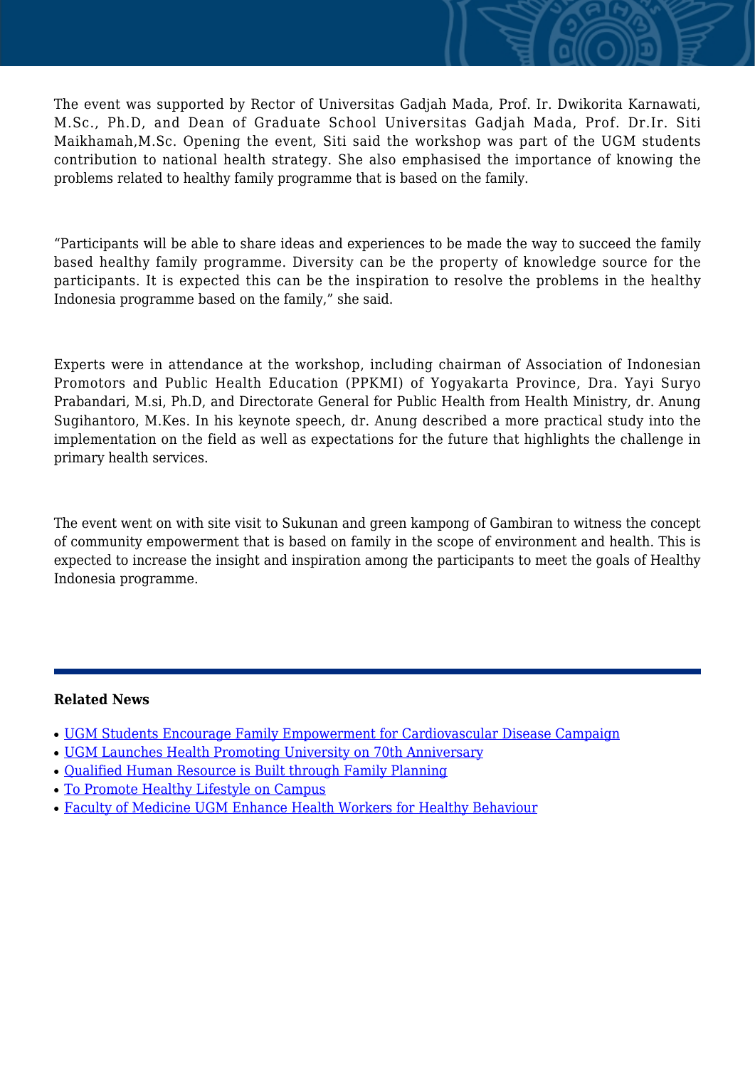The event was supported by Rector of Universitas Gadjah Mada, Prof. Ir. Dwikorita Karnawati, M.Sc., Ph.D, and Dean of Graduate School Universitas Gadjah Mada, Prof. Dr.Ir. Siti Maikhamah,M.Sc. Opening the event, Siti said the workshop was part of the UGM students contribution to national health strategy. She also emphasised the importance of knowing the problems related to healthy family programme that is based on the family.

"Participants will be able to share ideas and experiences to be made the way to succeed the family based healthy family programme. Diversity can be the property of knowledge source for the participants. It is expected this can be the inspiration to resolve the problems in the healthy Indonesia programme based on the family," she said.

Experts were in attendance at the workshop, including chairman of Association of Indonesian Promotors and Public Health Education (PPKMI) of Yogyakarta Province, Dra. Yayi Suryo Prabandari, M.si, Ph.D, and Directorate General for Public Health from Health Ministry, dr. Anung Sugihantoro, M.Kes. In his keynote speech, dr. Anung described a more practical study into the implementation on the field as well as expectations for the future that highlights the challenge in primary health services.

The event went on with site visit to Sukunan and green kampong of Gambiran to witness the concept of community empowerment that is based on family in the scope of environment and health. This is expected to increase the insight and inspiration among the participants to meet the goals of Healthy Indonesia programme.

---

**Related News**

- UGM Students Encourage Family Empowerment for Cardiovascular Disease Campaign
- UGM Launches Health Promoting University on 70th Anniversary
- Qualified Human Resource is Built through Family Planning
- To Promote Healthy Lifestyle on Campus
- Faculty of Medicine UGM Enhance Health Workers for Healthy Behaviour